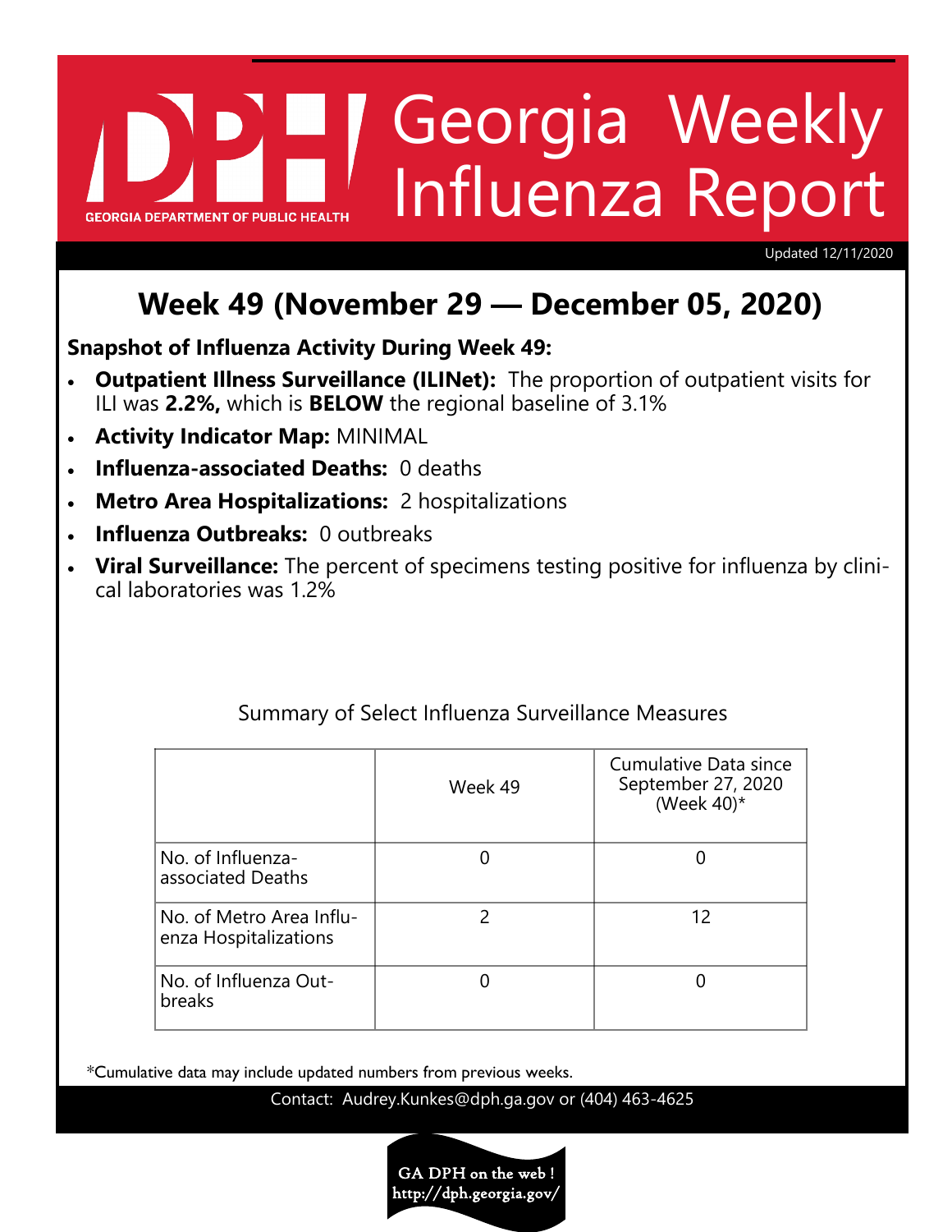# Georgia Weekly Influenza Report

GEORGIA DEPARTMENT OF PUBLIC HEALTH

Updated 12/11/2020

## Week 49 (November 29 — December 05, 2020)

**Snapshot of Influenza Activity During Week 49:**

- **Outpatient Illness Surveillance (ILINet):** The proportion of outpatient visits for ILI was **2.2%,** which is **BELOW** the regional baseline of 3.1%
- **Activity Indicator Map:** MINIMAL
- **Influenza-associated Deaths:** 0 deaths
- **Metro Area Hospitalizations:** 2 hospitalizations
- **Influenza Outbreaks:** 0 outbreaks
- **Viral Surveillance:** The percent of specimens testing positive for influenza by clinical laboratories was 1.2%

Summary of Select Influenza Surveillance Measures

| | Week 49 | Cumulative Data since September 27, 2020 (Week 40)* |
|---|---|---|
| No. of Influenza-associated Deaths | 0 | 0 |
| No. of Metro Area Influenza Hospitalizations | 2 | 12 |
| No. of Influenza Outbreaks | 0 | 0 |

*Cumulative data may include updated numbers from previous weeks.

Contact: Audrey.Kunkes@dph.ga.gov or (404) 463-4625

GA DPH on the web ! http://dph.georgia.gov/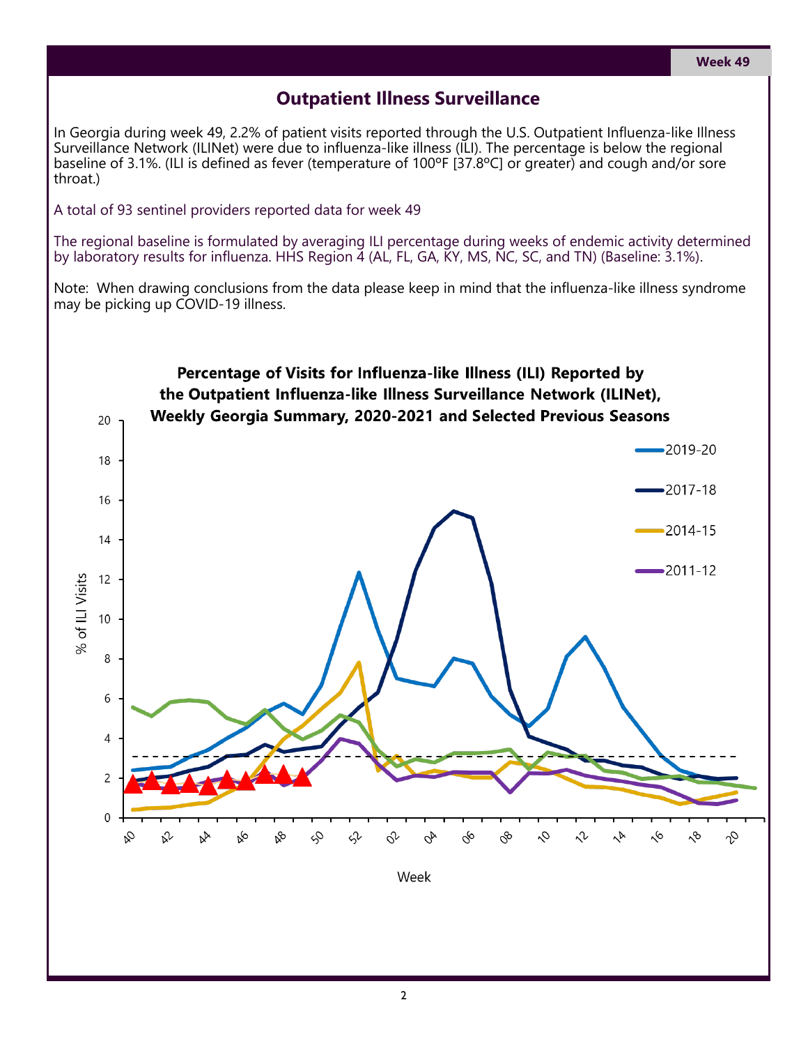Week 49

## Outpatient Illness Surveillance

In Georgia during week 49, 2.2% of patient visits reported through the U.S. Outpatient Influenza-like Illness Surveillance Network (ILINet) were due to influenza-like illness (ILI). The percentage is below the regional baseline of 3.1%. (ILI is defined as fever (temperature of 100ºF [37.8ºC] or greater) and cough and/or sore throat.)

A total of 93 sentinel providers reported data for week 49

The regional baseline is formulated by averaging ILI percentage during weeks of endemic activity determined by laboratory results for influenza. HHS Region 4 (AL, FL, GA, KY, MS, NC, SC, and TN) (Baseline: 3.1%).

Note: When drawing conclusions from the data please keep in mind that the influenza-like illness syndrome may be picking up COVID-19 illness.

**Percentage of Visits for Influenza-like Illness (ILI) Reported by the Outpatient Influenza-like Illness Surveillance Network (ILINet), Weekly Georgia Summary, 2020-2021 and Selected Previous Seasons**

Legend: 2019-20, 2017-18, 2014-15, 2011-12

Y-axis: % of ILI Visits (0–20)

X-axis: Week (40, 42, 44, 46, 48, 50, 52, 02, 04, 06, 08, 10, 12, 14, 16, 18, 20)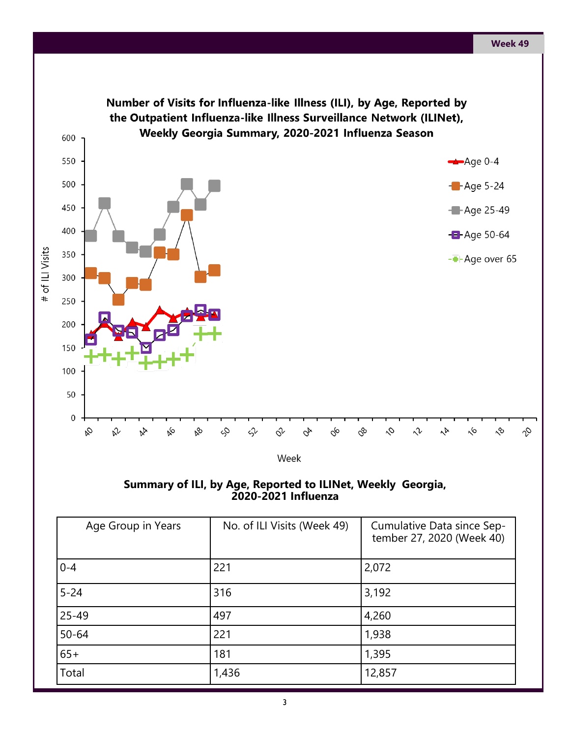Week 49

**Number of Visits for Influenza-like Illness (ILI), by Age, Reported by the Outpatient Influenza-like Illness Surveillance Network (ILINet), Weekly Georgia Summary, 2020-2021 Influenza Season**

**Summary of ILI, by Age, Reported to ILINet, Weekly Georgia, 2020-2021 Influenza**

| Age Group in Years | No. of ILI Visits (Week 49) | Cumulative Data since September 27, 2020 (Week 40) |
|---|---|---|
| 0-4 | 221 | 2,072 |
| 5-24 | 316 | 3,192 |
| 25-49 | 497 | 4,260 |
| 50-64 | 221 | 1,938 |
| 65+ | 181 | 1,395 |
| Total | 1,436 | 12,857 |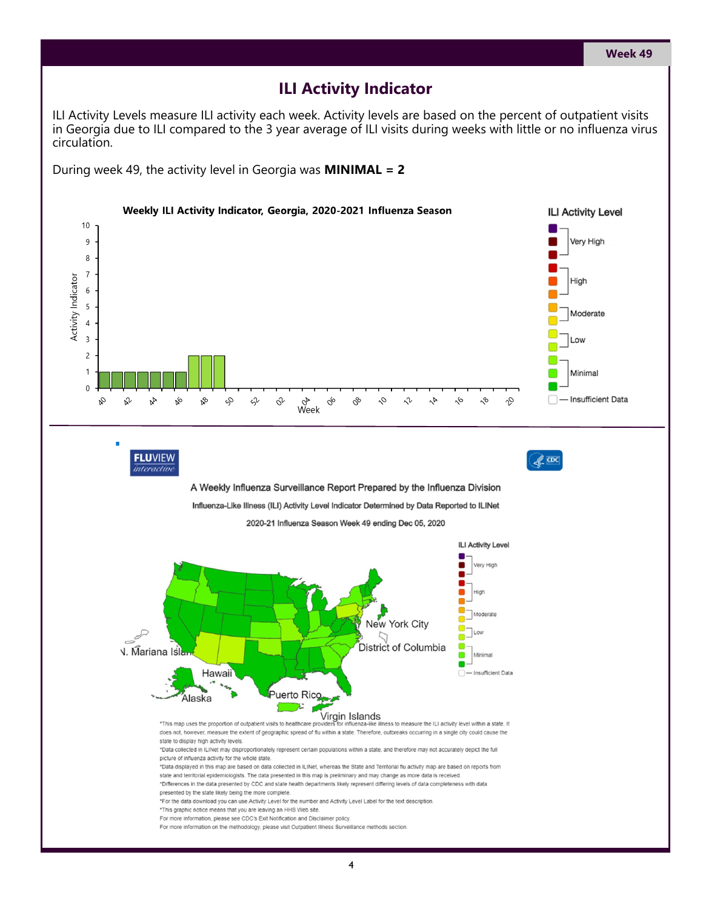Week 49

## ILI Activity Indicator

ILI Activity Levels measure ILI activity each week. Activity levels are based on the percent of outpatient visits in Georgia due to ILI compared to the 3 year average of ILI visits during weeks with little or no influenza virus circulation.

During week 49, the activity level in Georgia was **MINIMAL = 2**

**Weekly ILI Activity Indicator, Georgia, 2020-2021 Influenza Season**

| Week | Activity Indicator |
|---|---|
| 40 | 1 |
| 41 | 1 |
| 42 | 1 |
| 43 | 1 |
| 44 | 1 |
| 45 | 1 |
| 46 | 1 |
| 47 | 2 |
| 48 | 2 |
| 49 | 2 |

ILI Activity Level: Very High, High, Moderate, Low, Minimal, Insufficient Data

FLUVIEW interactive

A Weekly Influenza Surveillance Report Prepared by the Influenza Division

Influenza-Like Illness (ILI) Activity Level Indicator Determined by Data Reported to ILINet

2020-21 Influenza Season Week 49 ending Dec 05, 2020

*This map uses the proportion of outpatient visits to healthcare providers for influenza-like illness to measure the ILI activity level within a state. It does not, however, measure the extent of geographic spread of flu within a state. Therefore, outbreaks occurring in a single city could cause the state to display high activity levels.

*Data collected in ILINet may disproportionately represent certain populations within a state, and therefore may not accurately depict the full picture of influenza activity for the whole state.

*Data displayed in this map are based on data collected in ILINet, whereas the State and Territorial flu activity map are based on reports from state and territorial epidemiologists. The data presented in this map is preliminary and may change as more data is received.

*Differences in the data presented by CDC and state health departments likely represent differing levels of data completeness with data presented by the state likely being the more complete.

*For the data download you can use Activity Level for the number and Activity Level Label for the text description.

*This graphic notice means that you are leaving an HHS Web site.

For more information, please see CDC's Exit Notification and Disclaimer policy.

For more information on the methodology, please visit Outpatient Illness Surveillance methods section.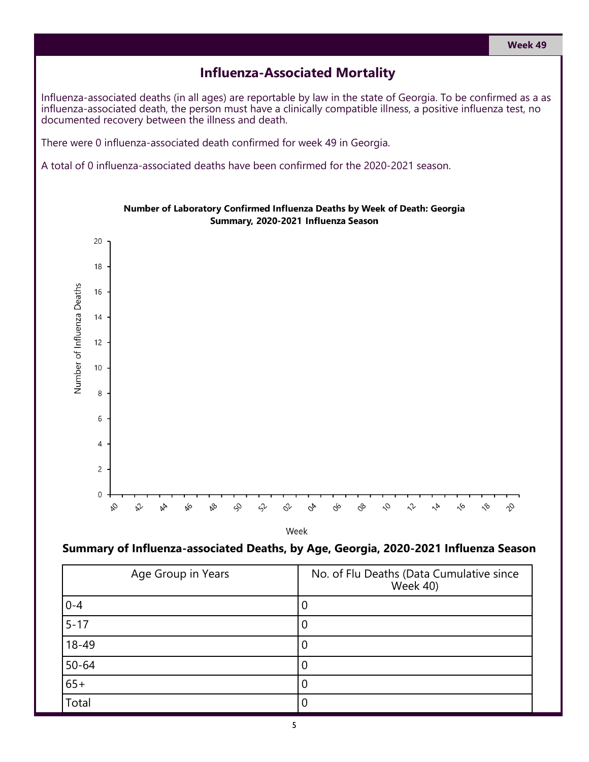Week 49

# Influenza-Associated Mortality

Influenza-associated deaths (in all ages) are reportable by law in the state of Georgia. To be confirmed as a as influenza-associated death, the person must have a clinically compatible illness, a positive influenza test, no documented recovery between the illness and death.

There were 0 influenza-associated death confirmed for week 49 in Georgia.

A total of 0 influenza-associated deaths have been confirmed for the 2020-2021 season.

**Number of Laboratory Confirmed Influenza Deaths by Week of Death: Georgia Summary, 2020-2021 Influenza Season**

Number of Influenza Deaths

20
18
16
14
12
10
8
6
4
2
0

40 42 44 46 48 50 52 02 04 06 08 10 12 14 16 18 20

Week

**Summary of Influenza-associated Deaths, by Age, Georgia, 2020-2021 Influenza Season**

| Age Group in Years | No. of Flu Deaths (Data Cumulative since Week 40) |
|---|---|
| 0-4 | 0 |
| 5-17 | 0 |
| 18-49 | 0 |
| 50-64 | 0 |
| 65+ | 0 |
| Total | 0 |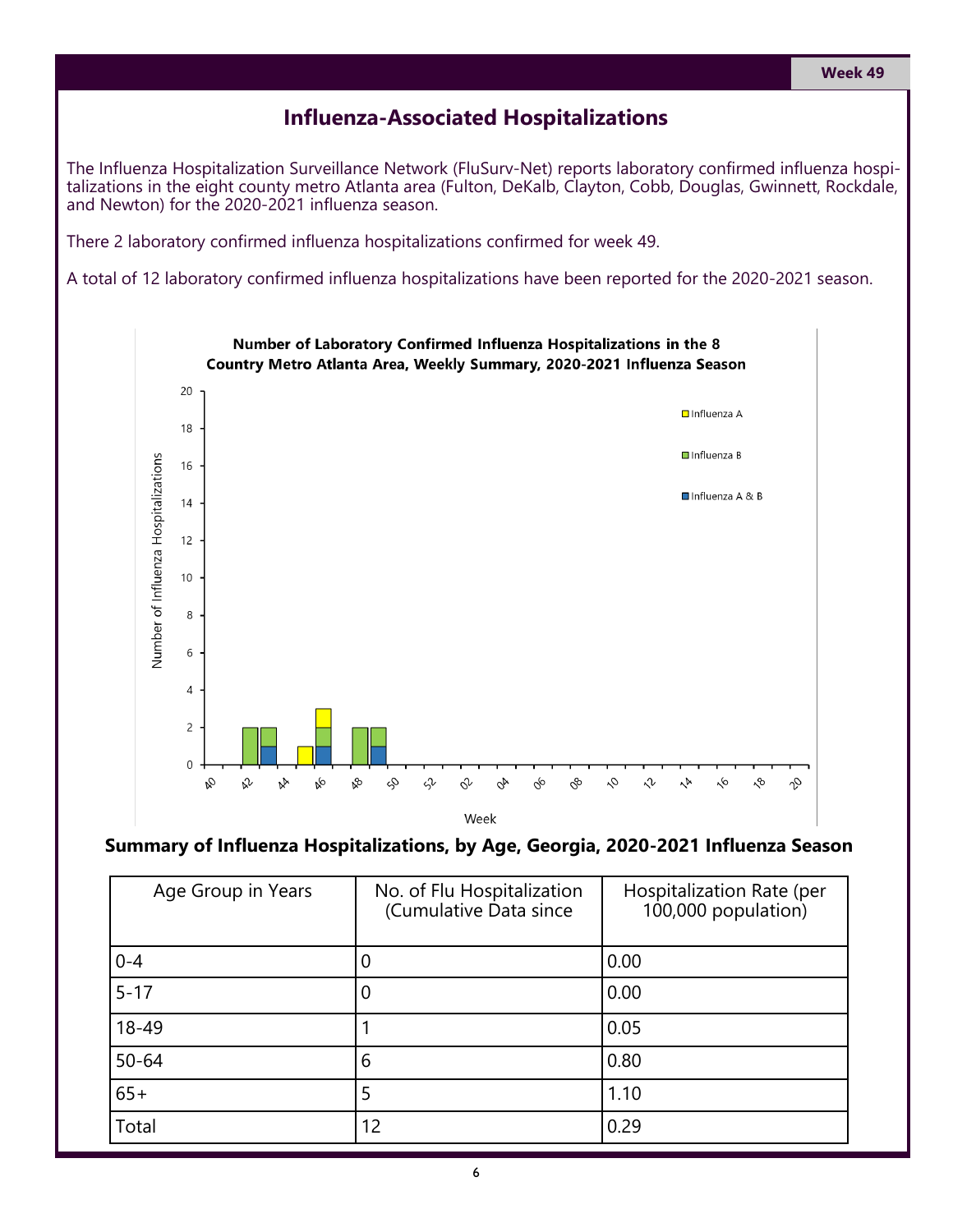Week 49

# Influenza-Associated Hospitalizations

The Influenza Hospitalization Surveillance Network (FluSurv-Net) reports laboratory confirmed influenza hospitalizations in the eight county metro Atlanta area (Fulton, DeKalb, Clayton, Cobb, Douglas, Gwinnett, Rockdale, and Newton) for the 2020-2021 influenza season.

There 2 laboratory confirmed influenza hospitalizations confirmed for week 49.

A total of 12 laboratory confirmed influenza hospitalizations have been reported for the 2020-2021 season.

**Number of Laboratory Confirmed Influenza Hospitalizations in the 8 Country Metro Atlanta Area, Weekly Summary, 2020-2021 Influenza Season**

## Summary of Influenza Hospitalizations, by Age, Georgia, 2020-2021 Influenza Season

| Age Group in Years | No. of Flu Hospitalization (Cumulative Data since | Hospitalization Rate (per 100,000 population) |
|---|---|---|
| 0-4 | 0 | 0.00 |
| 5-17 | 0 | 0.00 |
| 18-49 | 1 | 0.05 |
| 50-64 | 6 | 0.80 |
| 65+ | 5 | 1.10 |
| Total | 12 | 0.29 |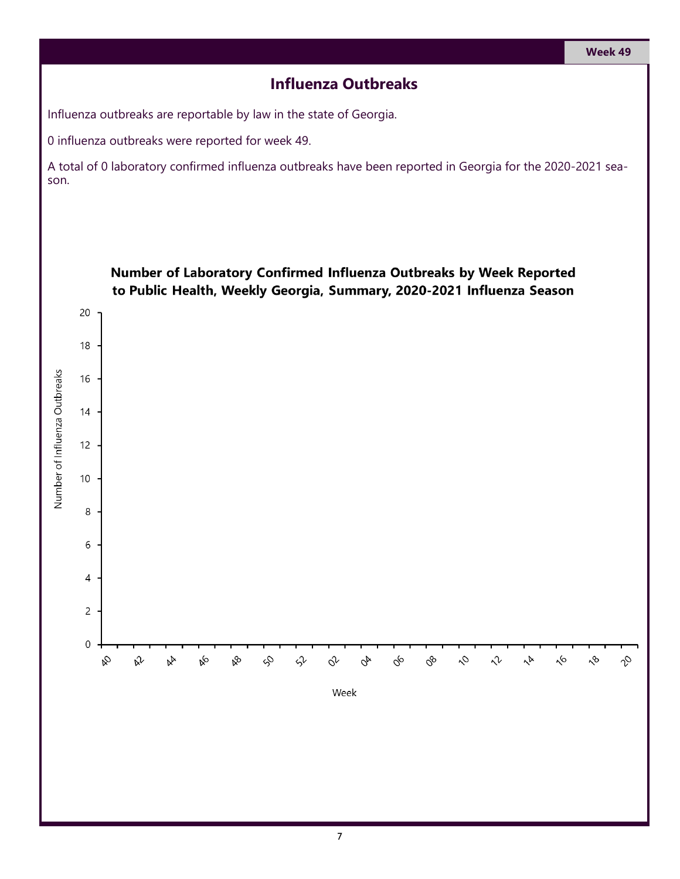# Influenza Outbreaks

Influenza outbreaks are reportable by law in the state of Georgia.

0 influenza outbreaks were reported for week 49.

A total of 0 laboratory confirmed influenza outbreaks have been reported in Georgia for the 2020-2021 season.

**Number of Laboratory Confirmed Influenza Outbreaks by Week Reported to Public Health, Weekly Georgia, Summary, 2020-2021 Influenza Season**

Number of Influenza Outbreaks

20
18
16
14
12
10
8
6
4
2
0

40 42 44 46 48 50 52 02 04 06 08 10 12 14 16 18 20

Week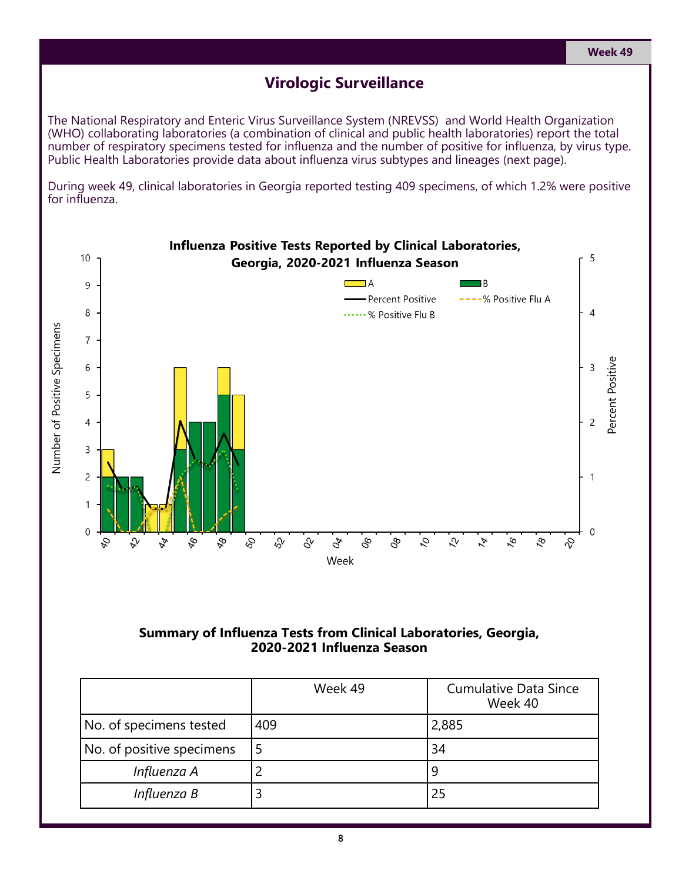## Virologic Surveillance

The National Respiratory and Enteric Virus Surveillance System (NREVSS) and World Health Organization (WHO) collaborating laboratories (a combination of clinical and public health laboratories) report the total number of respiratory specimens tested for influenza and the number of positive for influenza, by virus type. Public Health Laboratories provide data about influenza virus subtypes and lineages (next page).

During week 49, clinical laboratories in Georgia reported testing 409 specimens, of which 1.2% were positive for influenza.

**Influenza Positive Tests Reported by Clinical Laboratories, Georgia, 2020-2021 Influenza Season**

### Summary of Influenza Tests from Clinical Laboratories, Georgia, 2020-2021 Influenza Season

| | Week 49 | Cumulative Data Since Week 40 |
|---|---|---|
| No. of specimens tested | 409 | 2,885 |
| No. of positive specimens | 5 | 34 |
| *Influenza A* | 2 | 9 |
| *Influenza B* | 3 | 25 |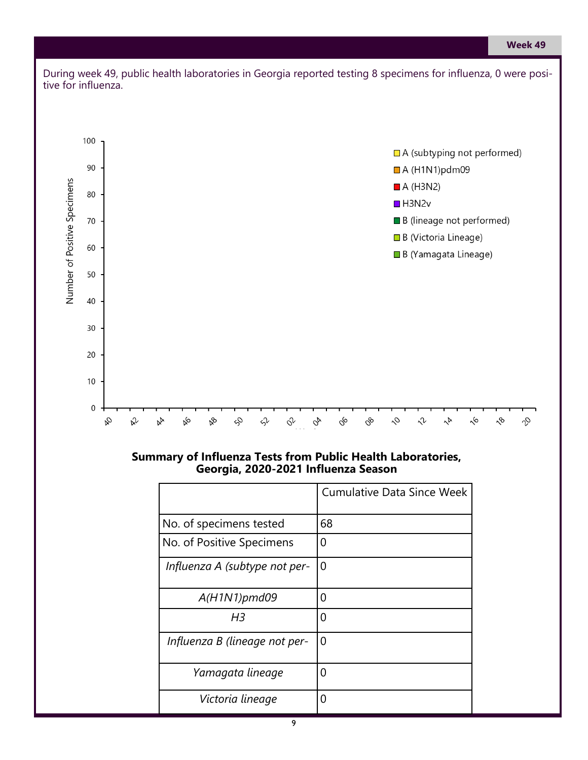During week 49, public health laboratories in Georgia reported testing 8 specimens for influenza, 0 were positive for influenza.

**Summary of Influenza Tests from Public Health Laboratories, Georgia, 2020-2021 Influenza Season**

| | Cumulative Data Since Week |
|---|---|
| No. of specimens tested | 68 |
| No. of Positive Specimens | 0 |
| *Influenza A (subtype not per-* | 0 |
| *A(H1N1)pmd09* | 0 |
| *H3* | 0 |
| *Influenza B (lineage not per-* | 0 |
| *Yamagata lineage* | 0 |
| *Victoria lineage* | 0 |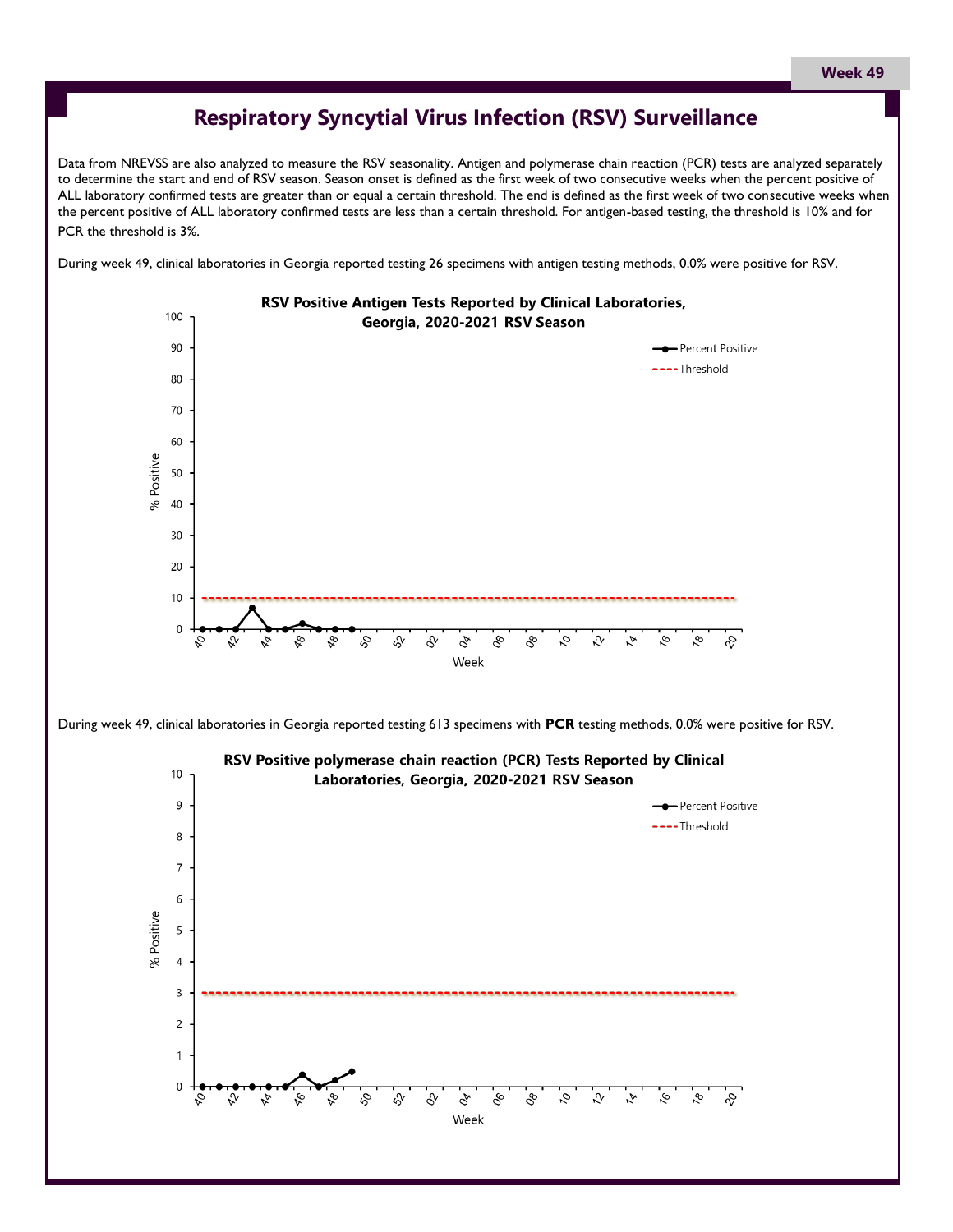# Respiratory Syncytial Virus Infection (RSV) Surveillance

Data from NREVSS are also analyzed to measure the RSV seasonality. Antigen and polymerase chain reaction (PCR) tests are analyzed separately to determine the start and end of RSV season. Season onset is defined as the first week of two consecutive weeks when the percent positive of ALL laboratory confirmed tests are greater than or equal a certain threshold. The end is defined as the first week of two consecutive weeks when the percent positive of ALL laboratory confirmed tests are less than a certain threshold. For antigen-based testing, the threshold is 10% and for PCR the threshold is 3%.

During week 49, clinical laboratories in Georgia reported testing 26 specimens with antigen testing methods, 0.0% were positive for RSV.

RSV Positive Antigen Tests Reported by Clinical Laboratories, Georgia, 2020-2021 RSV Season

Percent Positive
Threshold

% Positive
0
10
20
30
40
50
60
70
80
90
100

Week
40 42 44 46 48 50 52 02 04 06 08 10 12 14 16 18 20

During week 49, clinical laboratories in Georgia reported testing 613 specimens with **PCR** testing methods, 0.0% were positive for RSV.

RSV Positive polymerase chain reaction (PCR) Tests Reported by Clinical Laboratories, Georgia, 2020-2021 RSV Season

Percent Positive
Threshold

% Positive
0
1
2
3
4
5
6
7
8
9
10

Week
40 42 44 46 48 50 52 02 04 06 08 10 12 14 16 18 20